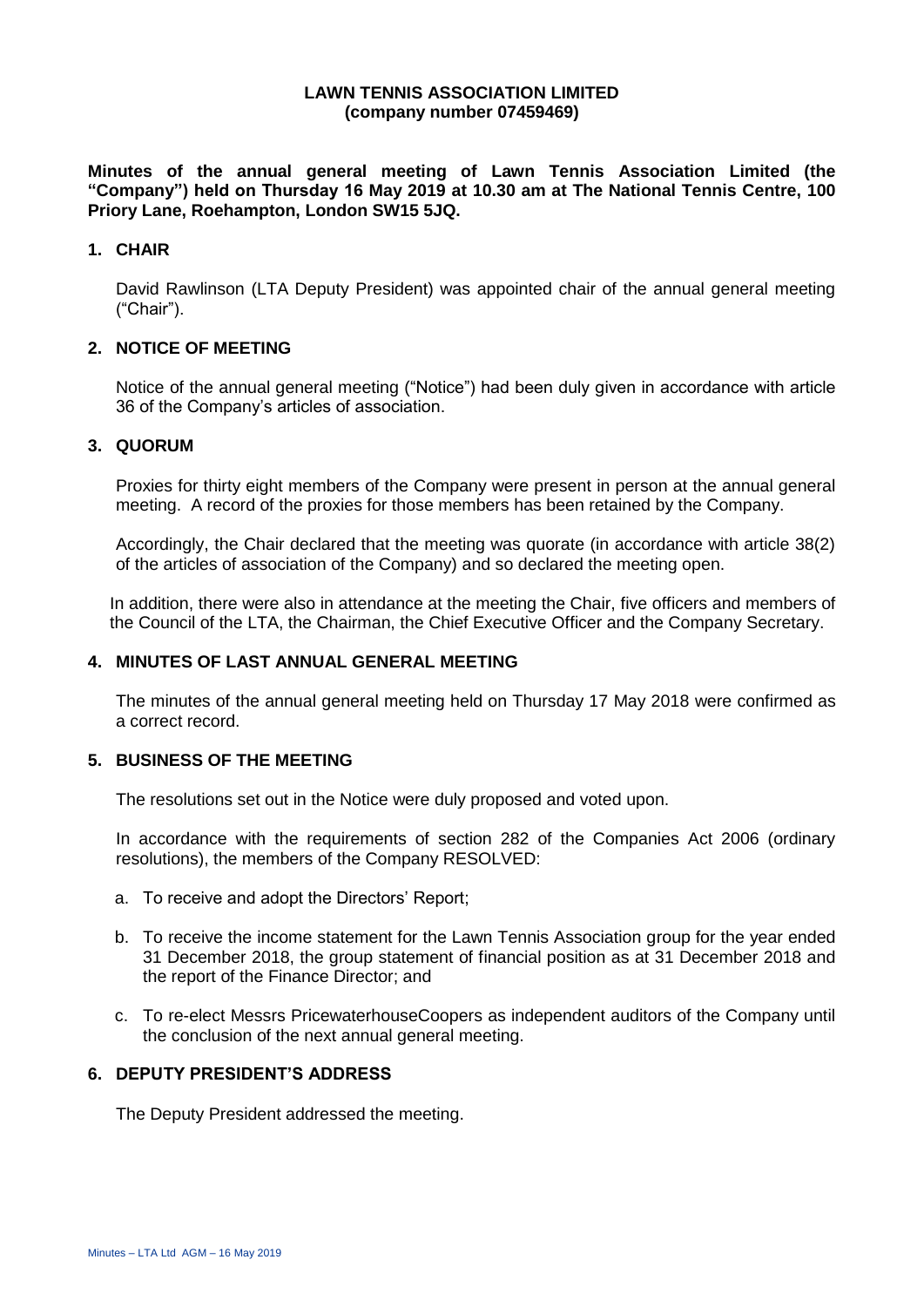**LAWN TENNIS ASSOCIATION LIMITED**
**(company number 07459469)**

**Minutes of the annual general meeting of Lawn Tennis Association Limited (the "Company") held on Thursday 16 May 2019 at 10.30 am at The National Tennis Centre, 100 Priory Lane, Roehampton, London SW15 5JQ.**

## 1. CHAIR

David Rawlinson (LTA Deputy President) was appointed chair of the annual general meeting ("Chair").

## 2. NOTICE OF MEETING

Notice of the annual general meeting ("Notice") had been duly given in accordance with article 36 of the Company's articles of association.

## 3. QUORUM

Proxies for thirty eight members of the Company were present in person at the annual general meeting. A record of the proxies for those members has been retained by the Company.

Accordingly, the Chair declared that the meeting was quorate (in accordance with article 38(2) of the articles of association of the Company) and so declared the meeting open.

In addition, there were also in attendance at the meeting the Chair, five officers and members of the Council of the LTA, the Chairman, the Chief Executive Officer and the Company Secretary.

## 4. MINUTES OF LAST ANNUAL GENERAL MEETING

The minutes of the annual general meeting held on Thursday 17 May 2018 were confirmed as a correct record.

## 5. BUSINESS OF THE MEETING

The resolutions set out in the Notice were duly proposed and voted upon.

In accordance with the requirements of section 282 of the Companies Act 2006 (ordinary resolutions), the members of the Company RESOLVED:

a. To receive and adopt the Directors' Report;

b. To receive the income statement for the Lawn Tennis Association group for the year ended 31 December 2018, the group statement of financial position as at 31 December 2018 and the report of the Finance Director; and

c. To re-elect Messrs PricewaterhouseCoopers as independent auditors of the Company until the conclusion of the next annual general meeting.

## 6. DEPUTY PRESIDENT'S ADDRESS

The Deputy President addressed the meeting.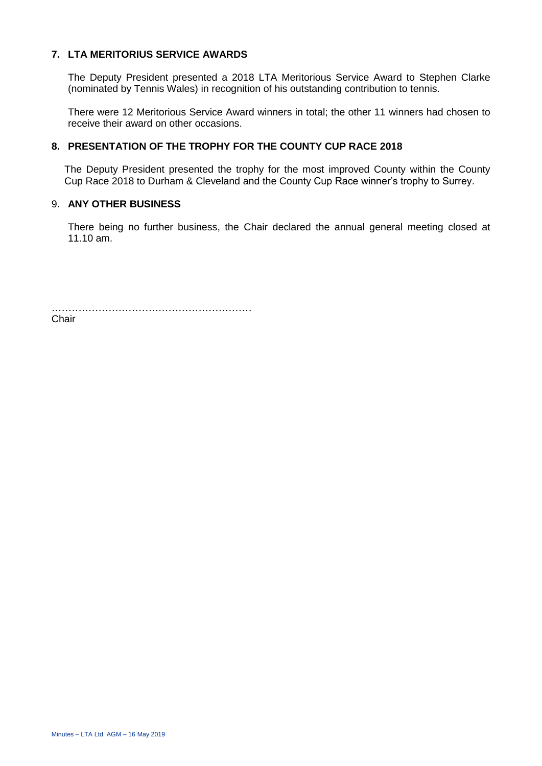## 7. LTA MERITORIUS SERVICE AWARDS

The Deputy President presented a 2018 LTA Meritorious Service Award to Stephen Clarke (nominated by Tennis Wales) in recognition of his outstanding contribution to tennis.

There were 12 Meritorious Service Award winners in total; the other 11 winners had chosen to receive their award on other occasions.

## 8. PRESENTATION OF THE TROPHY FOR THE COUNTY CUP RACE 2018

The Deputy President presented the trophy for the most improved County within the County Cup Race 2018 to Durham & Cleveland and the County Cup Race winner's trophy to Surrey.

## 9. ANY OTHER BUSINESS

There being no further business, the Chair declared the annual general meeting closed at 11.10 am.

……………………………………………………

Chair